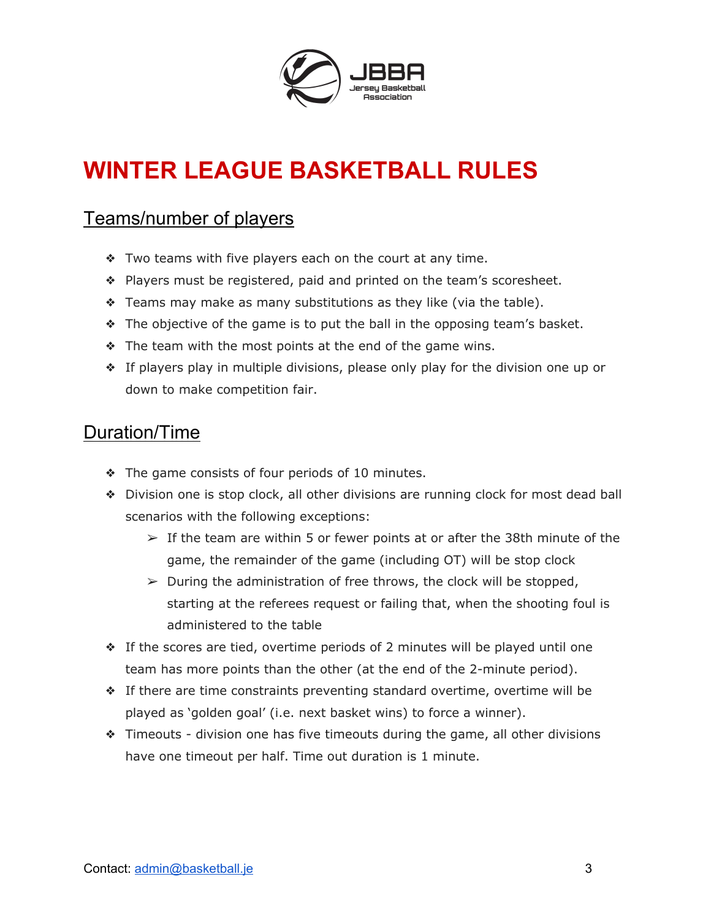# WINTER LEAGUE BASKETBALL RULES

## Teams/number of players

- Two teams with five players each on the court at any time.
- Players must be registered, paid and printed on the team's scoresheet.
- Teams may make as many substitutions as they like (via the table).
- The objective of the game is to put the ball in the opposing team's basket.
- The team with the most points at the end of the game wins.
- If players play in multiple divisions, please only play for the division one up or down to make competition fair.

## Duration/Time

- The game consists of four periods of 10 minutes.
- Division one is stop clock, all other divisions are running clock for most dead ball scenarios with the following exceptions:
  - If the team are within 5 or fewer points at or after the 38th minute of the game, the remainder of the game (including OT) will be stop clock
  - During the administration of free throws, the clock will be stopped, starting at the referees request or failing that, when the shooting foul is administered to the table
- If the scores are tied, overtime periods of 2 minutes will be played until one team has more points than the other (at the end of the 2-minute period).
- If there are time constraints preventing standard overtime, overtime will be played as 'golden goal' (i.e. next basket wins) to force a winner).
- Timeouts - division one has five timeouts during the game, all other divisions have one timeout per half. Time out duration is 1 minute.

Contact: admin@basketball.je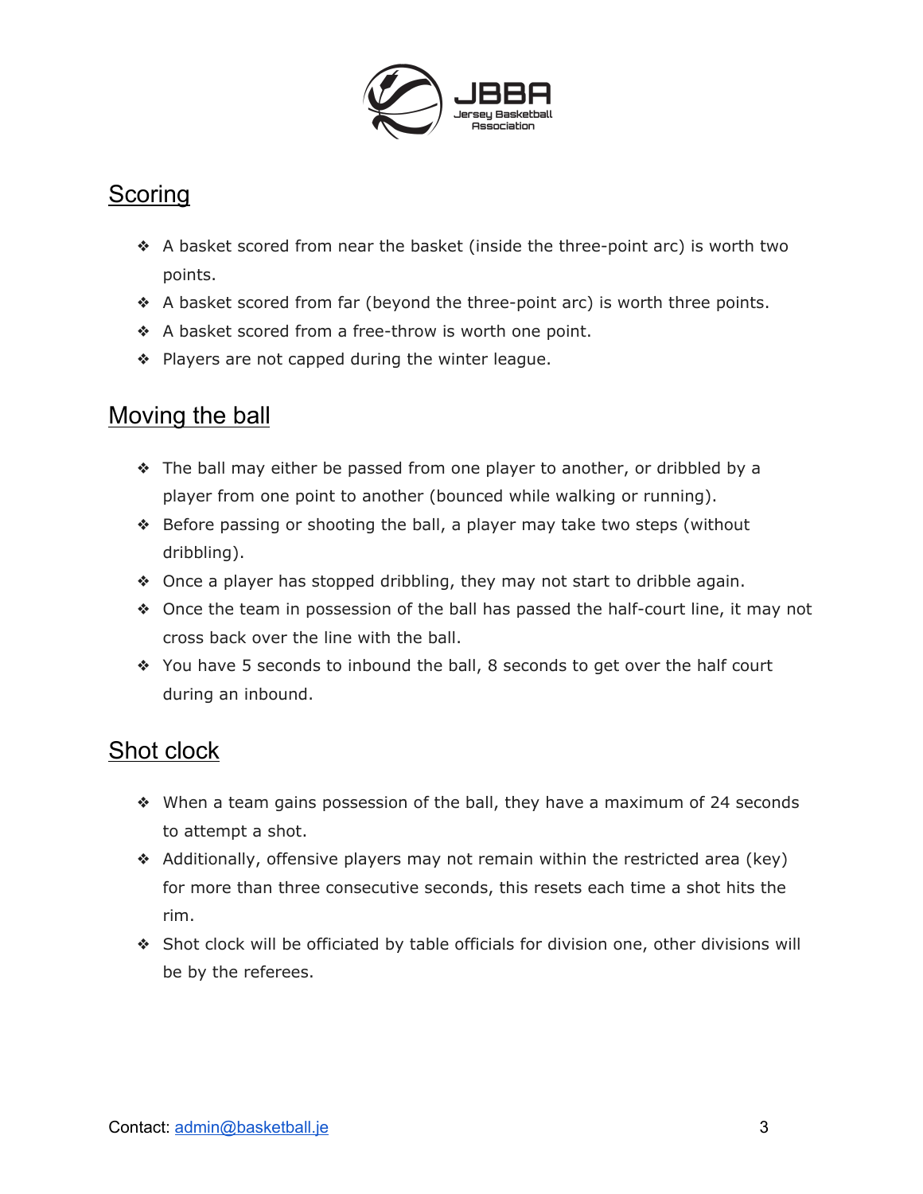## Scoring

- A basket scored from near the basket (inside the three-point arc) is worth two points.
- A basket scored from far (beyond the three-point arc) is worth three points.
- A basket scored from a free-throw is worth one point.
- Players are not capped during the winter league.

## Moving the ball

- The ball may either be passed from one player to another, or dribbled by a player from one point to another (bounced while walking or running).
- Before passing or shooting the ball, a player may take two steps (without dribbling).
- Once a player has stopped dribbling, they may not start to dribble again.
- Once the team in possession of the ball has passed the half-court line, it may not cross back over the line with the ball.
- You have 5 seconds to inbound the ball, 8 seconds to get over the half court during an inbound.

## Shot clock

- When a team gains possession of the ball, they have a maximum of 24 seconds to attempt a shot.
- Additionally, offensive players may not remain within the restricted area (key) for more than three consecutive seconds, this resets each time a shot hits the rim.
- Shot clock will be officiated by table officials for division one, other divisions will be by the referees.

Contact: admin@basketball.je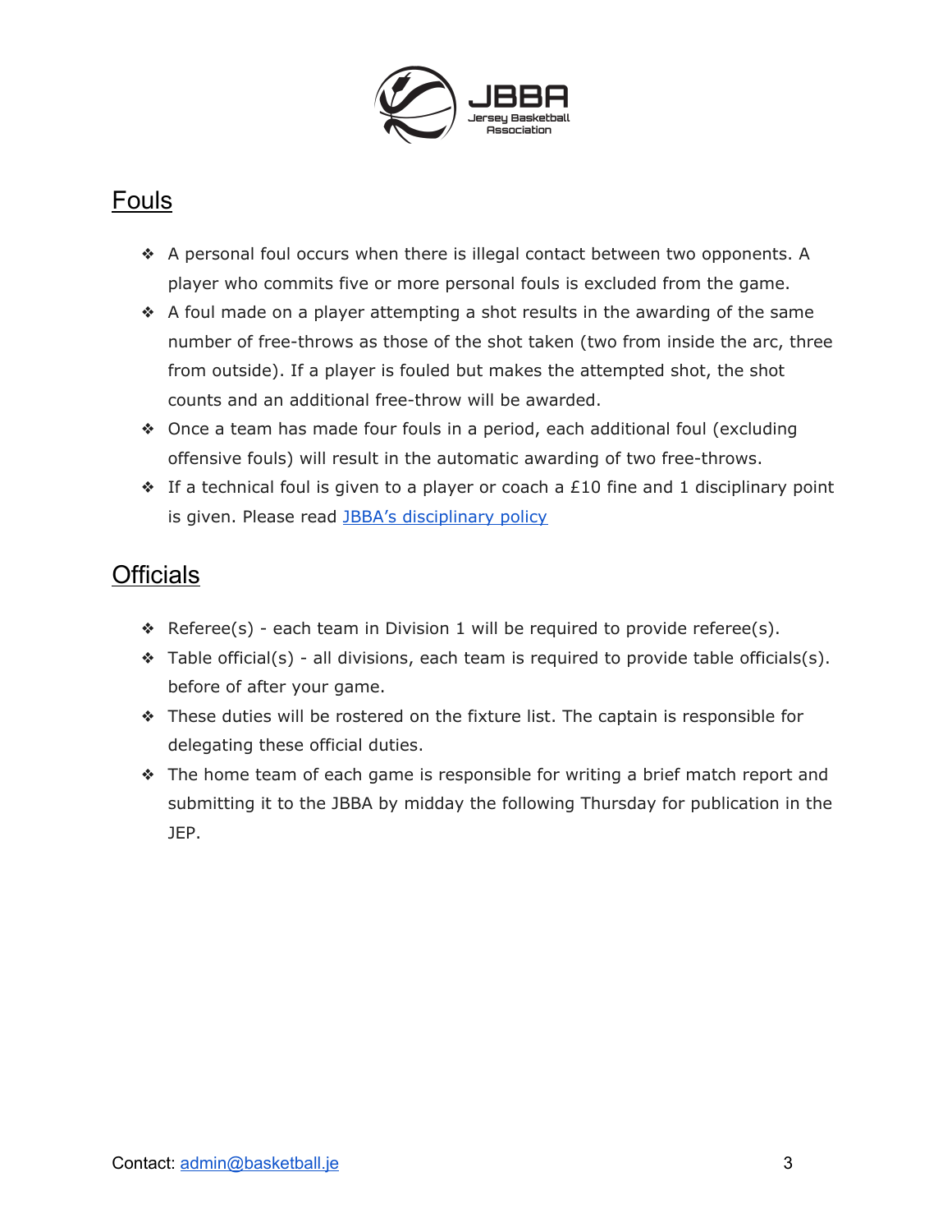## Fouls

- A personal foul occurs when there is illegal contact between two opponents. A player who commits five or more personal fouls is excluded from the game.
- A foul made on a player attempting a shot results in the awarding of the same number of free-throws as those of the shot taken (two from inside the arc, three from outside). If a player is fouled but makes the attempted shot, the shot counts and an additional free-throw will be awarded.
- Once a team has made four fouls in a period, each additional foul (excluding offensive fouls) will result in the automatic awarding of two free-throws.
- If a technical foul is given to a player or coach a £10 fine and 1 disciplinary point is given. Please read JBBA's disciplinary policy

## Officials

- Referee(s) - each team in Division 1 will be required to provide referee(s).
- Table official(s) - all divisions, each team is required to provide table officials(s). before of after your game.
- These duties will be rostered on the fixture list. The captain is responsible for delegating these official duties.
- The home team of each game is responsible for writing a brief match report and submitting it to the JBBA by midday the following Thursday for publication in the JEP.

Contact: admin@basketball.je